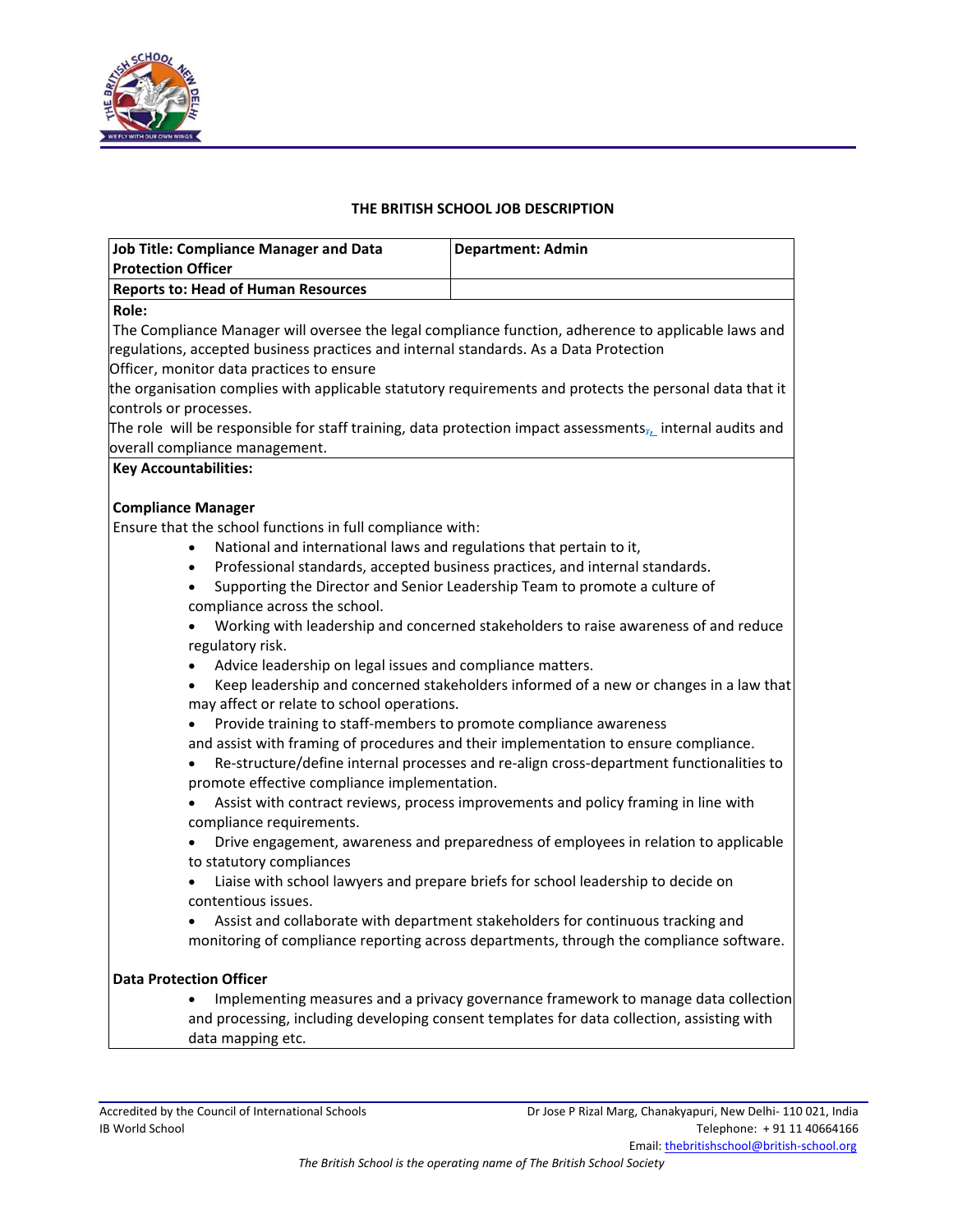## THE BRITISH SCHOOL JOB DESCRIPTION

| Job Title: Compliance Manager and Data Protection Officer | Department: Admin |
|---|---|
| Reports to: Head of Human Resources | |

**Role:**

The Compliance Manager will oversee the legal compliance function, adherence to applicable laws and regulations, accepted business practices and internal standards. As a Data Protection Officer, monitor data practices to ensure the organisation complies with applicable statutory requirements and protects the personal data that it controls or processes.

The role will be responsible for staff training, data protection impact assessments, internal audits and overall compliance management.

**Key Accountabilities:**

**Compliance Manager**

Ensure that the school functions in full compliance with:

- National and international laws and regulations that pertain to it,
- Professional standards, accepted business practices, and internal standards.
- Supporting the Director and Senior Leadership Team to promote a culture of compliance across the school.
- Working with leadership and concerned stakeholders to raise awareness of and reduce regulatory risk.
- Advice leadership on legal issues and compliance matters.
- Keep leadership and concerned stakeholders informed of a new or changes in a law that may affect or relate to school operations.
- Provide training to staff-members to promote compliance awareness and assist with framing of procedures and their implementation to ensure compliance.
- Re-structure/define internal processes and re-align cross-department functionalities to promote effective compliance implementation.
- Assist with contract reviews, process improvements and policy framing in line with compliance requirements.
- Drive engagement, awareness and preparedness of employees in relation to applicable to statutory compliances
- Liaise with school lawyers and prepare briefs for school leadership to decide on contentious issues.
- Assist and collaborate with department stakeholders for continuous tracking and monitoring of compliance reporting across departments, through the compliance software.

**Data Protection Officer**

- Implementing measures and a privacy governance framework to manage data collection and processing, including developing consent templates for data collection, assisting with data mapping etc.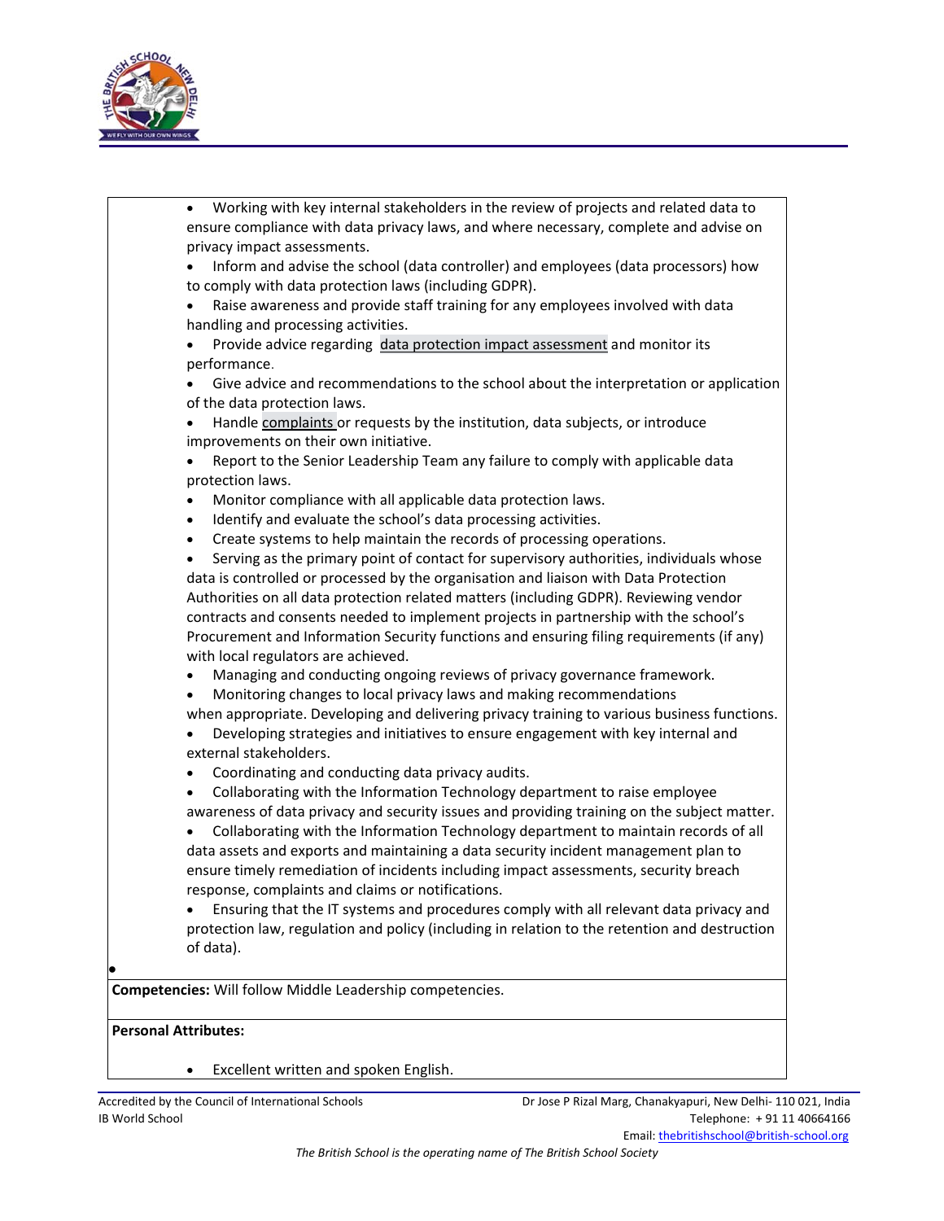- Working with key internal stakeholders in the review of projects and related data to ensure compliance with data privacy laws, and where necessary, complete and advise on privacy impact assessments.
- Inform and advise the school (data controller) and employees (data processors) how to comply with data protection laws (including GDPR).
- Raise awareness and provide staff training for any employees involved with data handling and processing activities.
- Provide advice regarding data protection impact assessment and monitor its performance.
- Give advice and recommendations to the school about the interpretation or application of the data protection laws.
- Handle complaints or requests by the institution, data subjects, or introduce improvements on their own initiative.
- Report to the Senior Leadership Team any failure to comply with applicable data protection laws.
- Monitor compliance with all applicable data protection laws.
- Identify and evaluate the school's data processing activities.
- Create systems to help maintain the records of processing operations.
- Serving as the primary point of contact for supervisory authorities, individuals whose data is controlled or processed by the organisation and liaison with Data Protection Authorities on all data protection related matters (including GDPR). Reviewing vendor contracts and consents needed to implement projects in partnership with the school's Procurement and Information Security functions and ensuring filing requirements (if any) with local regulators are achieved.
- Managing and conducting ongoing reviews of privacy governance framework.
- Monitoring changes to local privacy laws and making recommendations when appropriate. Developing and delivering privacy training to various business functions.
- Developing strategies and initiatives to ensure engagement with key internal and external stakeholders.
- Coordinating and conducting data privacy audits.
- Collaborating with the Information Technology department to raise employee awareness of data privacy and security issues and providing training on the subject matter.
- Collaborating with the Information Technology department to maintain records of all data assets and exports and maintaining a data security incident management plan to ensure timely remediation of incidents including impact assessments, security breach response, complaints and claims or notifications.
- Ensuring that the IT systems and procedures comply with all relevant data privacy and protection law, regulation and policy (including in relation to the retention and destruction of data).

**Competencies:** Will follow Middle Leadership competencies.

**Personal Attributes:**

- Excellent written and spoken English.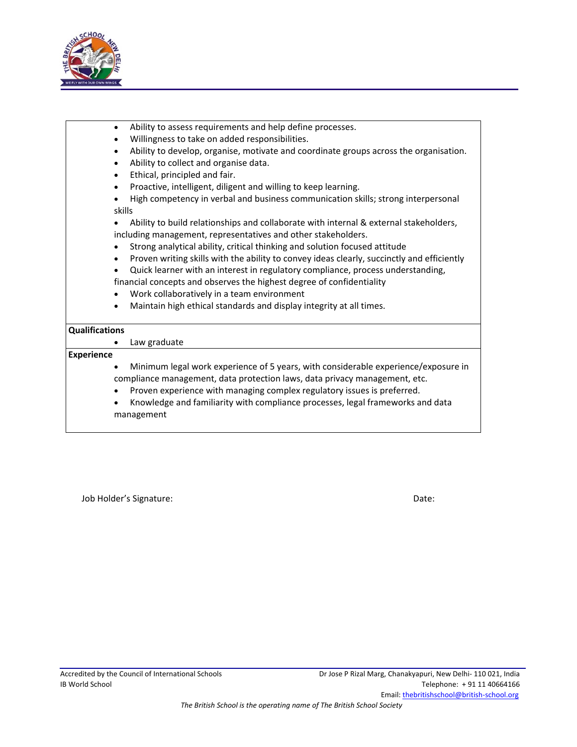- Ability to assess requirements and help define processes.
- Willingness to take on added responsibilities.
- Ability to develop, organise, motivate and coordinate groups across the organisation.
- Ability to collect and organise data.
- Ethical, principled and fair.
- Proactive, intelligent, diligent and willing to keep learning.
- High competency in verbal and business communication skills; strong interpersonal skills
- Ability to build relationships and collaborate with internal & external stakeholders, including management, representatives and other stakeholders.
- Strong analytical ability, critical thinking and solution focused attitude
- Proven writing skills with the ability to convey ideas clearly, succinctly and efficiently
- Quick learner with an interest in regulatory compliance, process understanding, financial concepts and observes the highest degree of confidentiality
- Work collaboratively in a team environment
- Maintain high ethical standards and display integrity at all times.

**Qualifications**

- Law graduate

**Experience**

- Minimum legal work experience of 5 years, with considerable experience/exposure in compliance management, data protection laws, data privacy management, etc.
- Proven experience with managing complex regulatory issues is preferred.
- Knowledge and familiarity with compliance processes, legal frameworks and data management

Job Holder's Signature: Date: